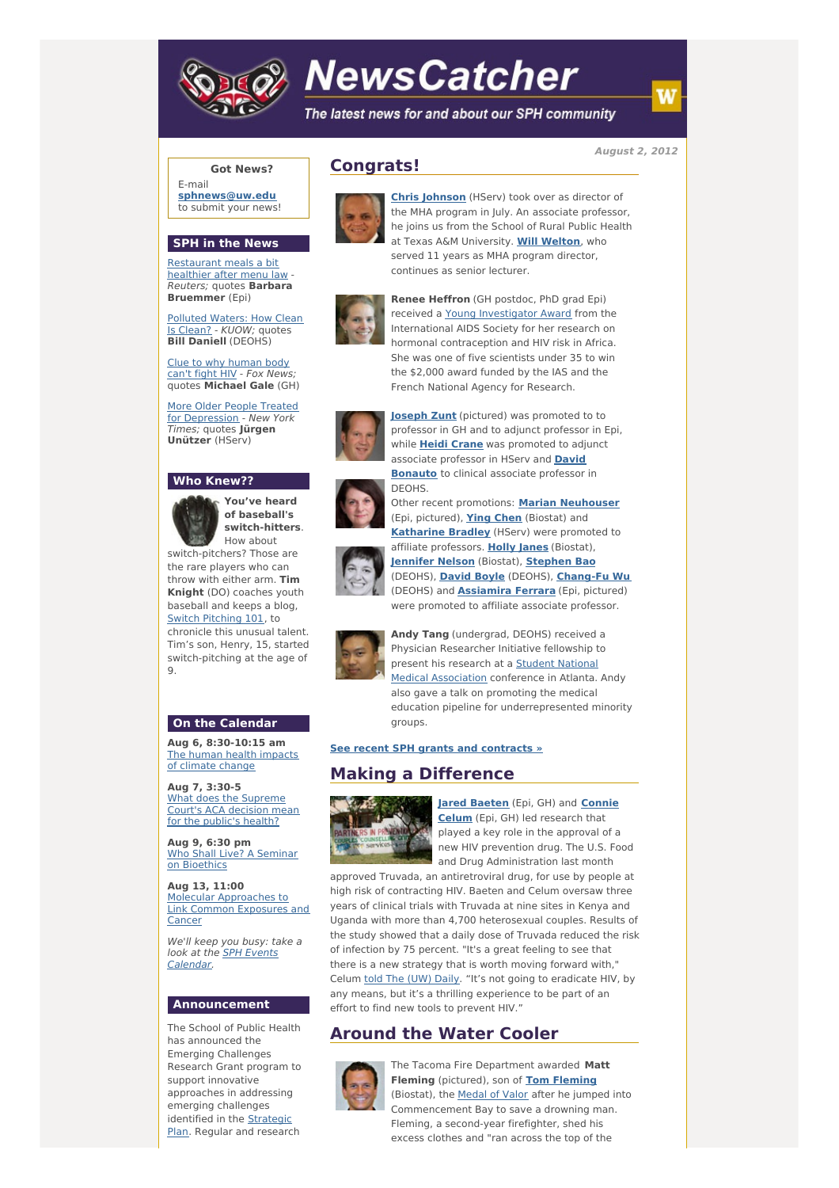# NewsCatcher

*The latest news for and about our SPH community*

**August 2, 2012**

## Congrats!

**Chris Johnson** (HServ) took over as director of the MHA program in July. An associate professor, he joins us from the School of Rural Public Health at Texas A&M University. **Will Welton**, who served 11 years as MHA program director, continues as senior lecturer.

**Renee Heffron** (GH postdoc, PhD grad Epi) received a Young Investigator Award from the International AIDS Society for her research on hormonal contraception and HIV risk in Africa. She was one of five scientists under 35 to win the $2,000 award funded by the IAS and the French National Agency for Research.

**Joseph Zunt** (pictured) was promoted to to professor in GH and to adjunct professor in Epi, while **Heidi Crane** was promoted to adjunct associate professor in HServ and **David Bonauto** to clinical associate professor in DEOHS.

Other recent promotions: **Marian Neuhouser** (Epi, pictured), **Ying Chen** (Biostat) and **Katharine Bradley** (HServ) were promoted to affiliate professors. **Holly Janes** (Biostat), **Jennifer Nelson** (Biostat), **Stephen Bao** (DEOHS), **David Boyle** (DEOHS), **Chang-Fu Wu** (DEOHS) and **Assiamira Ferrara** (Epi, pictured) were promoted to affiliate associate professor.

**Andy Tang** (undergrad, DEOHS) received a Physician Researcher Initiative fellowship to present his research at a Student National Medical Association conference in Atlanta. Andy also gave a talk on promoting the medical education pipeline for underrepresented minority groups.

**See recent SPH grants and contracts »**

## Making a Difference

**Jared Baeten** (Epi, GH) and **Connie Celum** (Epi, GH) led research that played a key role in the approval of a new HIV prevention drug. The U.S. Food and Drug Administration last month approved Truvada, an antiretroviral drug, for use by people at high risk of contracting HIV. Baeten and Celum oversaw three years of clinical trials with Truvada at nine sites in Kenya and Uganda with more than 4,700 heterosexual couples. Results of the study showed that a daily dose of Truvada reduced the risk of infection by 75 percent. "It's a great feeling to see that there is a new strategy that is worth moving forward with," Celum told The (UW) Daily. "It's not going to eradicate HIV, by any means, but it's a thrilling experience to be part of an effort to find new tools to prevent HIV."

## Around the Water Cooler

The Tacoma Fire Department awarded **Matt Fleming** (pictured), son of **Tom Fleming** (Biostat), the Medal of Valor after he jumped into Commencement Bay to save a drowning man. Fleming, a second-year firefighter, shed his excess clothes and "ran across the top of the

---

### Got News?

E-mail **sphnews@uw.edu** to submit your news!

### SPH in the News

Restaurant meals a bit healthier after menu law - *Reuters;* quotes **Barbara Bruemmer** (Epi)

Polluted Waters: How Clean Is Clean? - *KUOW;* quotes **Bill Daniell** (DEOHS)

Clue to why human body can't fight HIV - *Fox News;* quotes **Michael Gale** (GH)

More Older People Treated for Depression - *New York Times;* quotes **Jürgen Unützer** (HServ)

### Who Knew??

**You've heard of baseball's switch-hitters**. How about switch-pitchers? Those are the rare players who can throw with either arm. **Tim Knight** (DO) coaches youth baseball and keeps a blog, Switch Pitching 101, to chronicle this unusual talent. Tim's son, Henry, 15, started switch-pitching at the age of 9.

### On the Calendar

**Aug 6, 8:30-10:15 am**
The human health impacts of climate change

**Aug 7, 3:30-5**
What does the Supreme Court's ACA decision mean for the public's health?

**Aug 9, 6:30 pm**
Who Shall Live? A Seminar on Bioethics

**Aug 13, 11:00**
Molecular Approaches to Link Common Exposures and Cancer

*We'll keep you busy: take a look at the SPH Events Calendar.*

### Announcement

The School of Public Health has announced the Emerging Challenges Research Grant program to support innovative approaches in addressing emerging challenges identified in the Strategic Plan. Regular and research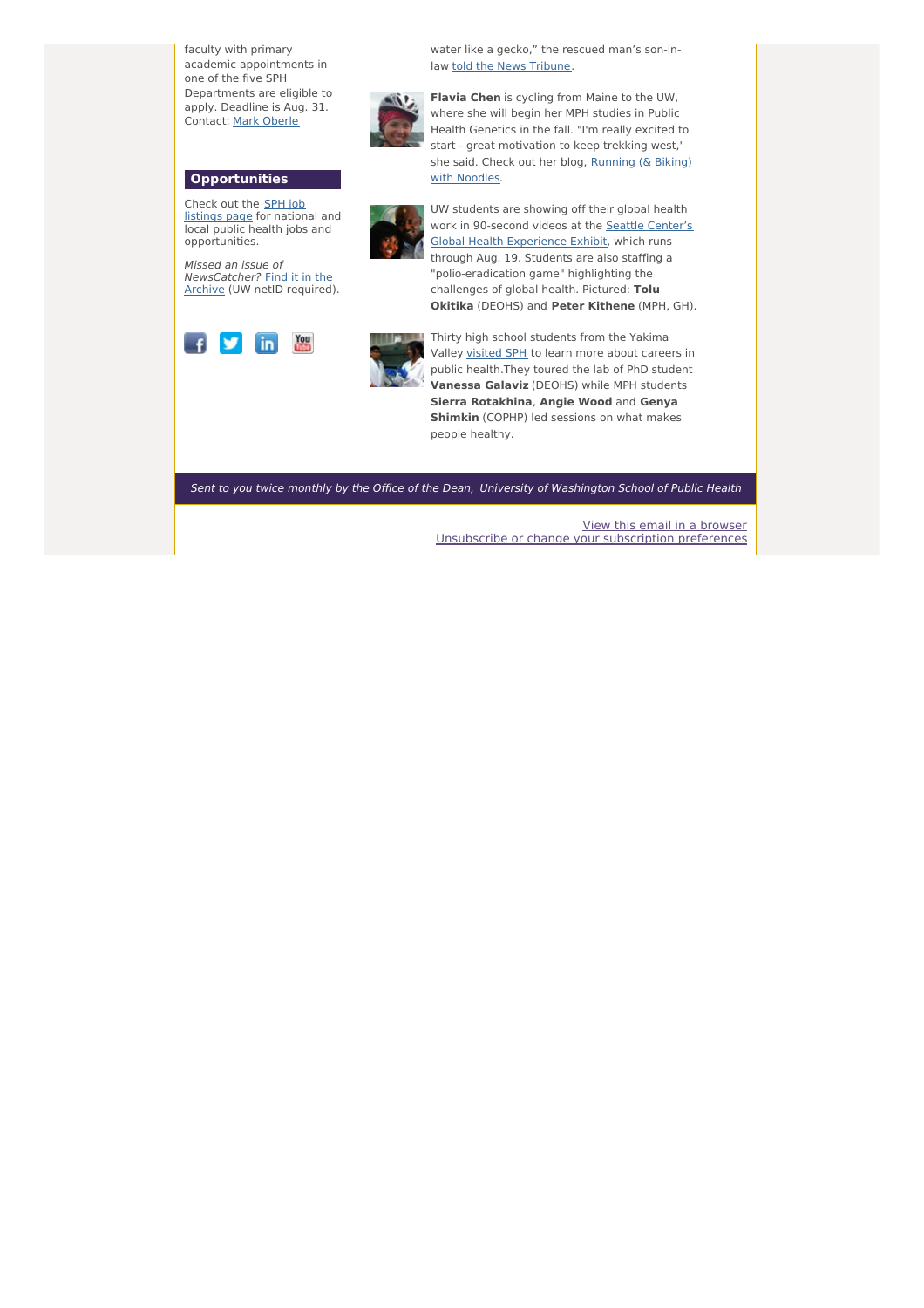faculty with primary academic appointments in one of the five SPH Departments are eligible to apply. Deadline is Aug. 31. Contact: Mark Oberle

## Opportunities

Check out the SPH job listings page for national and local public health jobs and opportunities.

*Missed an issue of NewsCatcher?* Find it in the Archive (UW netID required).

water like a gecko," the rescued man's son-in-law told the News Tribune.

**Flavia Chen** is cycling from Maine to the UW, where she will begin her MPH studies in Public Health Genetics in the fall. "I'm really excited to start - great motivation to keep trekking west," she said. Check out her blog, Running (& Biking) with Noodles.

UW students are showing off their global health work in 90-second videos at the Seattle Center's Global Health Experience Exhibit, which runs through Aug. 19. Students are also staffing a "polio-eradication game" highlighting the challenges of global health. Pictured: **Tolu Okitika** (DEOHS) and **Peter Kithene** (MPH, GH).

Thirty high school students from the Yakima Valley visited SPH to learn more about careers in public health.They toured the lab of PhD student **Vanessa Galaviz** (DEOHS) while MPH students **Sierra Rotakhina**, **Angie Wood** and **Genya Shimkin** (COPHP) led sessions on what makes people healthy.

*Sent to you twice monthly by the Office of the Dean, University of Washington School of Public Health*

View this email in a browser
Unsubscribe or change your subscription preferences